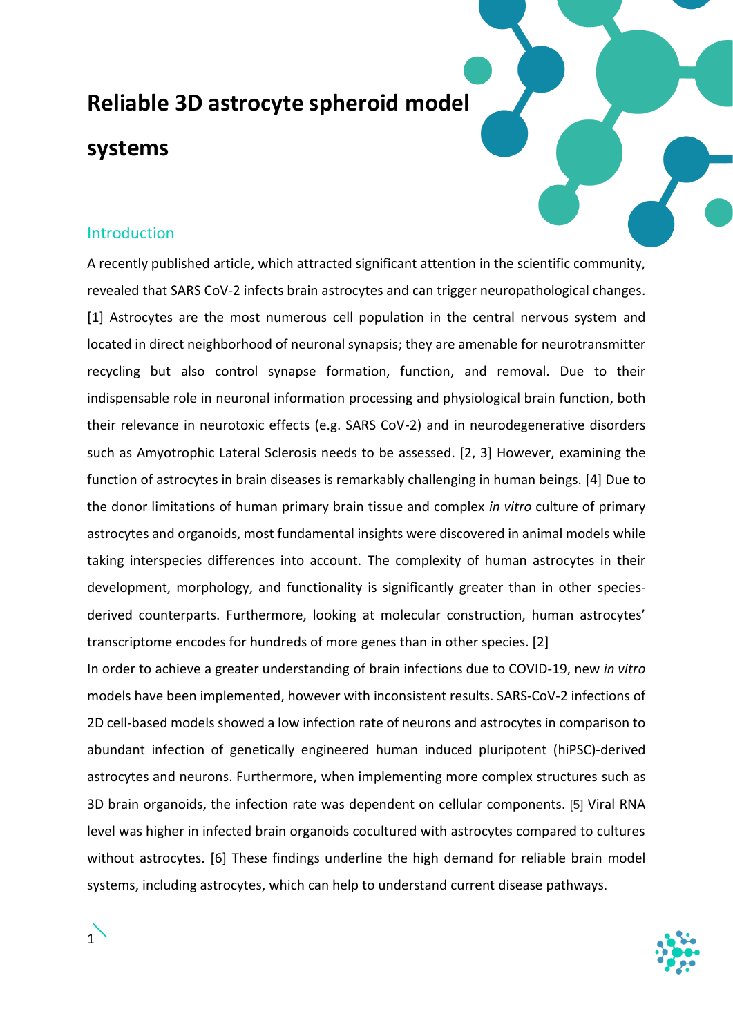# Reliable 3D astrocyte spheroid model systems

## Introduction

A recently published article, which attracted significant attention in the scientific community, revealed that SARS CoV-2 infects brain astrocytes and can trigger neuropathological changes. [1] Astrocytes are the most numerous cell population in the central nervous system and located in direct neighborhood of neuronal synapsis; they are amenable for neurotransmitter recycling but also control synapse formation, function, and removal. Due to their indispensable role in neuronal information processing and physiological brain function, both their relevance in neurotoxic effects (e.g. SARS CoV-2) and in neurodegenerative disorders such as Amyotrophic Lateral Sclerosis needs to be assessed. [2, 3] However, examining the function of astrocytes in brain diseases is remarkably challenging in human beings. [4] Due to the donor limitations of human primary brain tissue and complex *in vitro* culture of primary astrocytes and organoids, most fundamental insights were discovered in animal models while taking interspecies differences into account. The complexity of human astrocytes in their development, morphology, and functionality is significantly greater than in other species-derived counterparts. Furthermore, looking at molecular construction, human astrocytes' transcriptome encodes for hundreds of more genes than in other species. [2]

In order to achieve a greater understanding of brain infections due to COVID-19, new *in vitro* models have been implemented, however with inconsistent results. SARS-CoV-2 infections of 2D cell-based models showed a low infection rate of neurons and astrocytes in comparison to abundant infection of genetically engineered human induced pluripotent (hiPSC)-derived astrocytes and neurons. Furthermore, when implementing more complex structures such as 3D brain organoids, the infection rate was dependent on cellular components. [5] Viral RNA level was higher in infected brain organoids cocultured with astrocytes compared to cultures without astrocytes. [6] These findings underline the high demand for reliable brain model systems, including astrocytes, which can help to understand current disease pathways.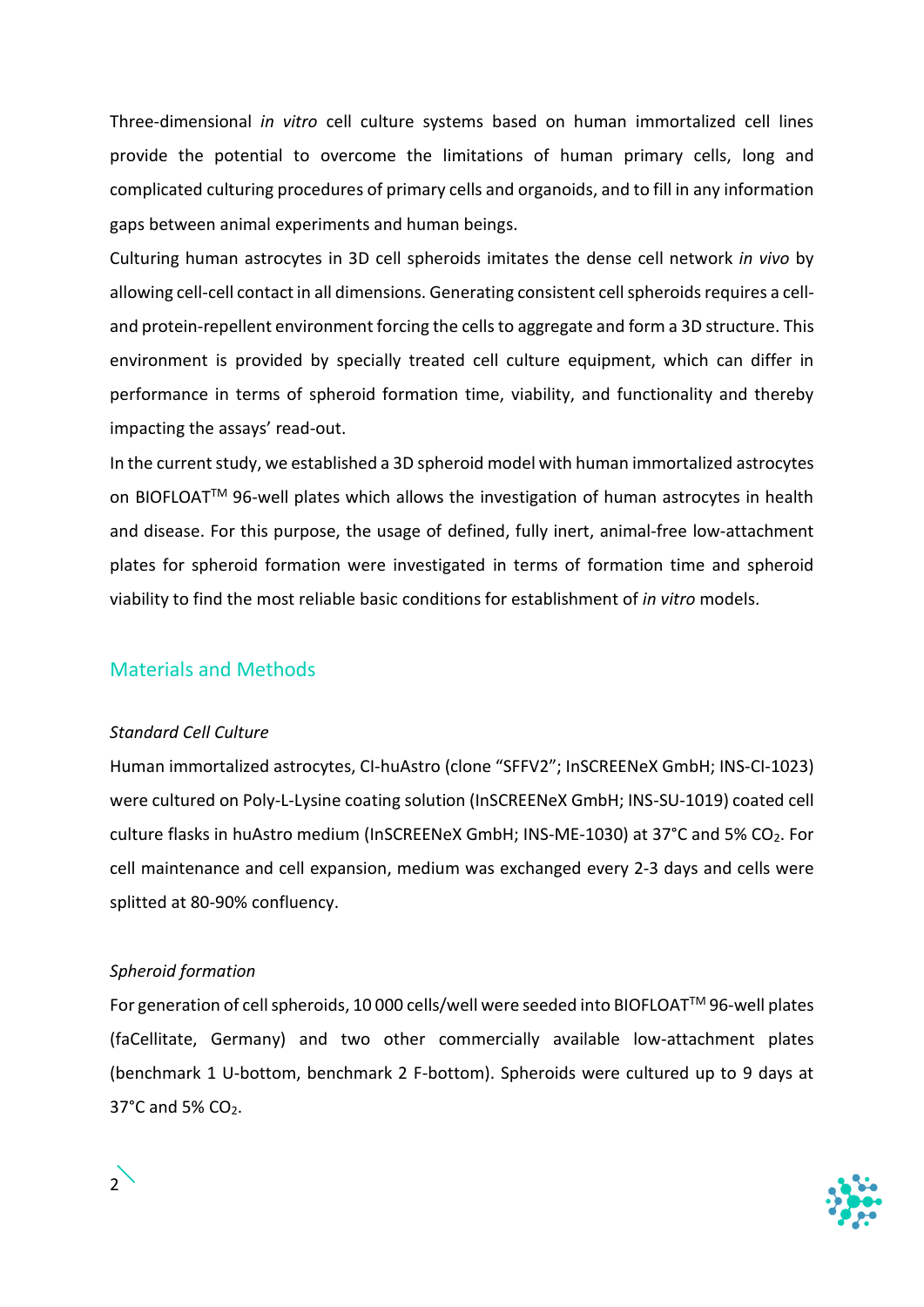Three-dimensional *in vitro* cell culture systems based on human immortalized cell lines provide the potential to overcome the limitations of human primary cells, long and complicated culturing procedures of primary cells and organoids, and to fill in any information gaps between animal experiments and human beings.

Culturing human astrocytes in 3D cell spheroids imitates the dense cell network *in vivo* by allowing cell-cell contact in all dimensions. Generating consistent cell spheroids requires a cell- and protein-repellent environment forcing the cells to aggregate and form a 3D structure. This environment is provided by specially treated cell culture equipment, which can differ in performance in terms of spheroid formation time, viability, and functionality and thereby impacting the assays' read-out.

In the current study, we established a 3D spheroid model with human immortalized astrocytes on BIOFLOAT™ 96-well plates which allows the investigation of human astrocytes in health and disease. For this purpose, the usage of defined, fully inert, animal-free low-attachment plates for spheroid formation were investigated in terms of formation time and spheroid viability to find the most reliable basic conditions for establishment of *in vitro* models.

## Materials and Methods

### *Standard Cell Culture*

Human immortalized astrocytes, CI-huAstro (clone "SFFV2"; InSCREENeX GmbH; INS-CI-1023) were cultured on Poly-L-Lysine coating solution (InSCREENeX GmbH; INS-SU-1019) coated cell culture flasks in huAstro medium (InSCREENeX GmbH; INS-ME-1030) at 37°C and 5% $CO_2$. For cell maintenance and cell expansion, medium was exchanged every 2-3 days and cells were splitted at 80-90% confluency.

### *Spheroid formation*

For generation of cell spheroids, 10 000 cells/well were seeded into BIOFLOAT™ 96-well plates (faCellitate, Germany) and two other commercially available low-attachment plates (benchmark 1 U-bottom, benchmark 2 F-bottom). Spheroids were cultured up to 9 days at 37°C and 5% $CO_2$.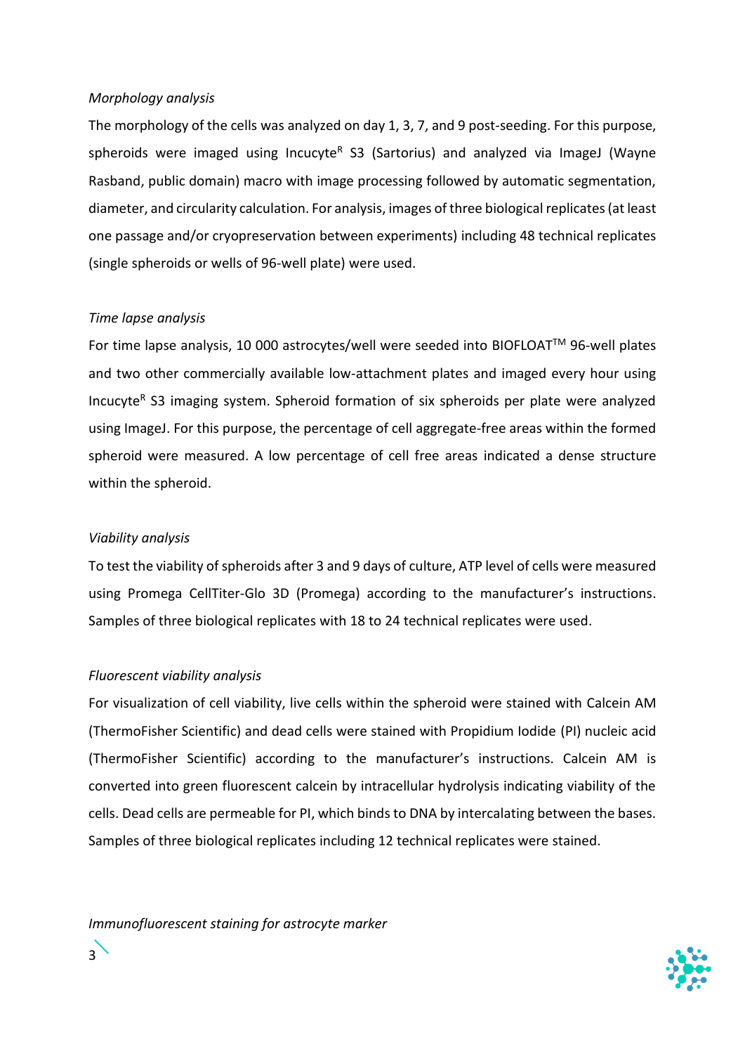*Morphology analysis*

The morphology of the cells was analyzed on day 1, 3, 7, and 9 post-seeding. For this purpose, spheroids were imaged using Incucyte$^{R}$ S3 (Sartorius) and analyzed via ImageJ (Wayne Rasband, public domain) macro with image processing followed by automatic segmentation, diameter, and circularity calculation. For analysis, images of three biological replicates (at least one passage and/or cryopreservation between experiments) including 48 technical replicates (single spheroids or wells of 96-well plate) were used.

*Time lapse analysis*

For time lapse analysis, 10 000 astrocytes/well were seeded into BIOFLOAT$^{TM}$ 96-well plates and two other commercially available low-attachment plates and imaged every hour using Incucyte$^{R}$ S3 imaging system. Spheroid formation of six spheroids per plate were analyzed using ImageJ. For this purpose, the percentage of cell aggregate-free areas within the formed spheroid were measured. A low percentage of cell free areas indicated a dense structure within the spheroid.

*Viability analysis*

To test the viability of spheroids after 3 and 9 days of culture, ATP level of cells were measured using Promega CellTiter-Glo 3D (Promega) according to the manufacturer's instructions. Samples of three biological replicates with 18 to 24 technical replicates were used.

*Fluorescent viability analysis*

For visualization of cell viability, live cells within the spheroid were stained with Calcein AM (ThermoFisher Scientific) and dead cells were stained with Propidium Iodide (PI) nucleic acid (ThermoFisher Scientific) according to the manufacturer's instructions. Calcein AM is converted into green fluorescent calcein by intracellular hydrolysis indicating viability of the cells. Dead cells are permeable for PI, which binds to DNA by intercalating between the bases. Samples of three biological replicates including 12 technical replicates were stained.

*Immunofluorescent staining for astrocyte marker*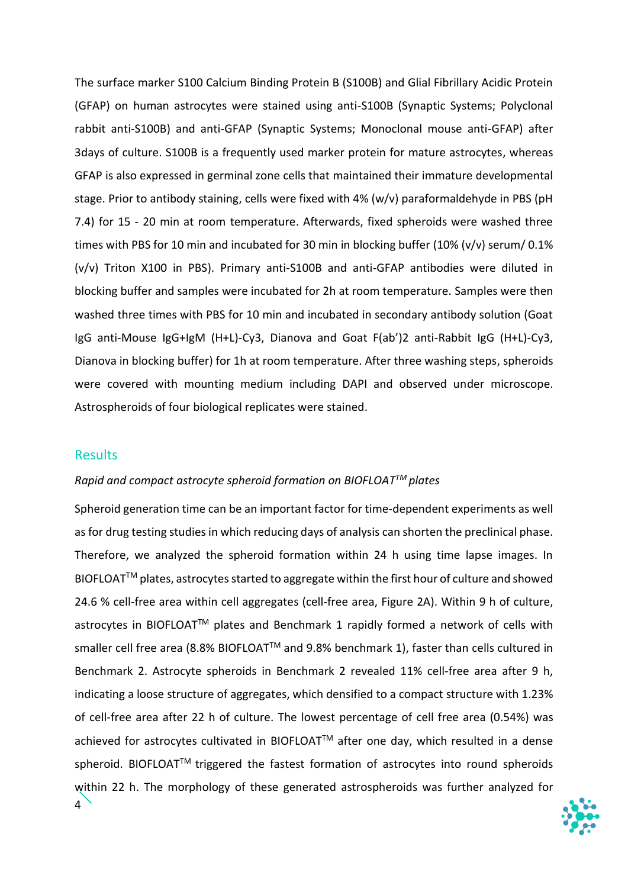The surface marker S100 Calcium Binding Protein B (S100B) and Glial Fibrillary Acidic Protein (GFAP) on human astrocytes were stained using anti-S100B (Synaptic Systems; Polyclonal rabbit anti-S100B) and anti-GFAP (Synaptic Systems; Monoclonal mouse anti-GFAP) after 3days of culture. S100B is a frequently used marker protein for mature astrocytes, whereas GFAP is also expressed in germinal zone cells that maintained their immature developmental stage. Prior to antibody staining, cells were fixed with 4% (w/v) paraformaldehyde in PBS (pH 7.4) for 15 - 20 min at room temperature. Afterwards, fixed spheroids were washed three times with PBS for 10 min and incubated for 30 min in blocking buffer (10% (v/v) serum/ 0.1% (v/v) Triton X100 in PBS). Primary anti-S100B and anti-GFAP antibodies were diluted in blocking buffer and samples were incubated for 2h at room temperature. Samples were then washed three times with PBS for 10 min and incubated in secondary antibody solution (Goat IgG anti-Mouse IgG+IgM (H+L)-Cy3, Dianova and Goat F(ab')2 anti-Rabbit IgG (H+L)-Cy3, Dianova in blocking buffer) for 1h at room temperature. After three washing steps, spheroids were covered with mounting medium including DAPI and observed under microscope. Astrospheroids of four biological replicates were stained.

## Results

### *Rapid and compact astrocyte spheroid formation on BIOFLOAT™ plates*

Spheroid generation time can be an important factor for time-dependent experiments as well as for drug testing studies in which reducing days of analysis can shorten the preclinical phase. Therefore, we analyzed the spheroid formation within 24 h using time lapse images. In BIOFLOAT™ plates, astrocytes started to aggregate within the first hour of culture and showed 24.6 % cell-free area within cell aggregates (cell-free area, Figure 2A). Within 9 h of culture, astrocytes in BIOFLOAT™ plates and Benchmark 1 rapidly formed a network of cells with smaller cell free area (8.8% BIOFLOAT™ and 9.8% benchmark 1), faster than cells cultured in Benchmark 2. Astrocyte spheroids in Benchmark 2 revealed 11% cell-free area after 9 h, indicating a loose structure of aggregates, which densified to a compact structure with 1.23% of cell-free area after 22 h of culture. The lowest percentage of cell free area (0.54%) was achieved for astrocytes cultivated in BIOFLOAT™ after one day, which resulted in a dense spheroid. BIOFLOAT™ triggered the fastest formation of astrocytes into round spheroids within 22 h. The morphology of these generated astrospheroids was further analyzed for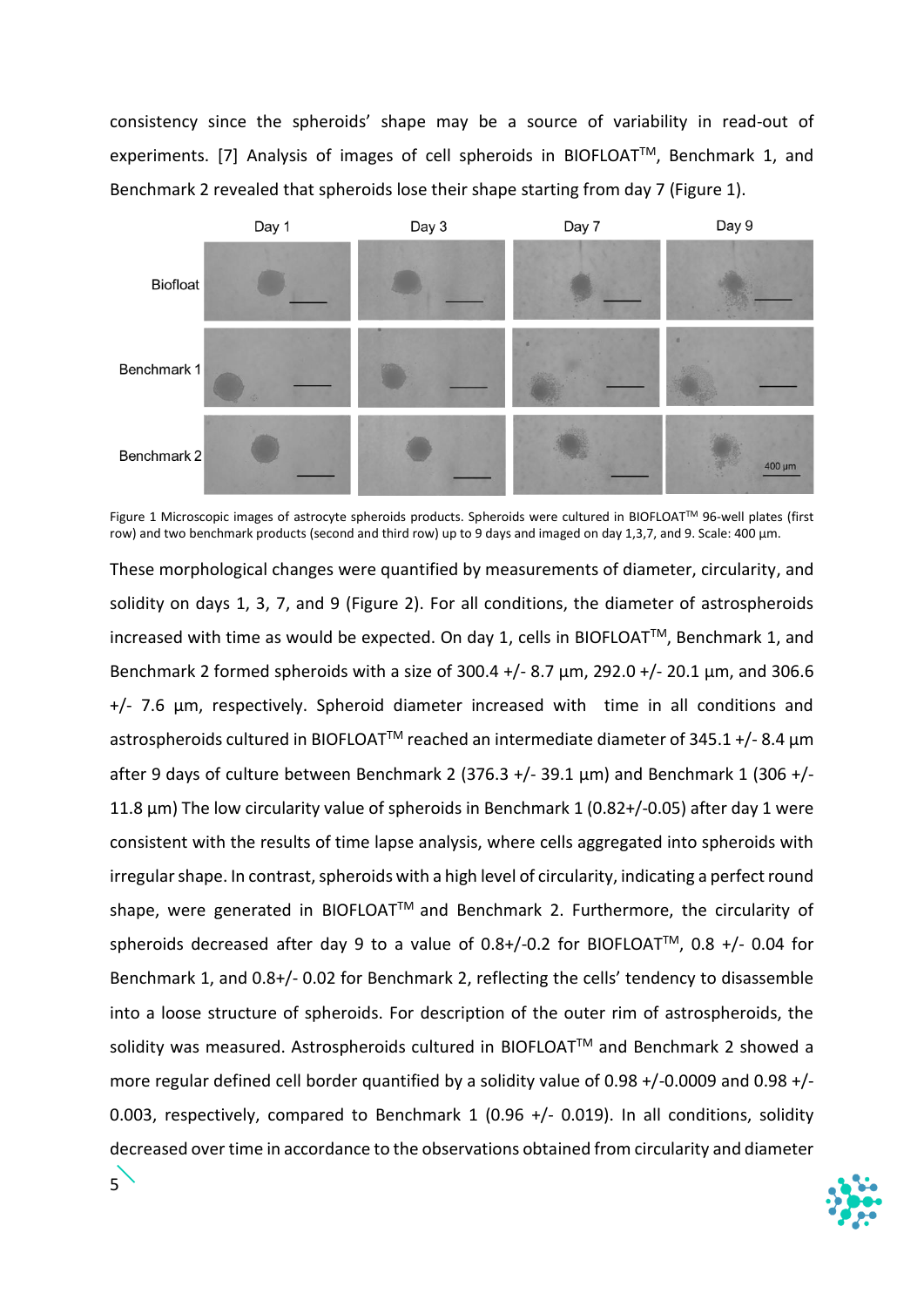consistency since the spheroids' shape may be a source of variability in read-out of experiments. [7] Analysis of images of cell spheroids in BIOFLOAT™, Benchmark 1, and Benchmark 2 revealed that spheroids lose their shape starting from day 7 (Figure 1).

Figure 1 Microscopic images of astrocyte spheroids products. Spheroids were cultured in BIOFLOAT™ 96-well plates (first row) and two benchmark products (second and third row) up to 9 days and imaged on day 1,3,7, and 9. Scale: 400 µm.

These morphological changes were quantified by measurements of diameter, circularity, and solidity on days 1, 3, 7, and 9 (Figure 2). For all conditions, the diameter of astrospheroids increased with time as would be expected. On day 1, cells in BIOFLOAT™, Benchmark 1, and Benchmark 2 formed spheroids with a size of 300.4 +/- 8.7 µm, 292.0 +/- 20.1 µm, and 306.6 +/- 7.6 µm, respectively. Spheroid diameter increased with time in all conditions and astrospheroids cultured in BIOFLOAT™ reached an intermediate diameter of 345.1 +/- 8.4 µm after 9 days of culture between Benchmark 2 (376.3 +/- 39.1 µm) and Benchmark 1 (306 +/- 11.8 µm) The low circularity value of spheroids in Benchmark 1 (0.82+/-0.05) after day 1 were consistent with the results of time lapse analysis, where cells aggregated into spheroids with irregular shape. In contrast, spheroids with a high level of circularity, indicating a perfect round shape, were generated in BIOFLOAT™ and Benchmark 2. Furthermore, the circularity of spheroids decreased after day 9 to a value of 0.8+/-0.2 for BIOFLOAT™, 0.8 +/- 0.04 for Benchmark 1, and 0.8+/- 0.02 for Benchmark 2, reflecting the cells' tendency to disassemble into a loose structure of spheroids. For description of the outer rim of astrospheroids, the solidity was measured. Astrospheroids cultured in BIOFLOAT™ and Benchmark 2 showed a more regular defined cell border quantified by a solidity value of 0.98 +/-0.0009 and 0.98 +/- 0.003, respectively, compared to Benchmark 1 (0.96 +/- 0.019). In all conditions, solidity decreased over time in accordance to the observations obtained from circularity and diameter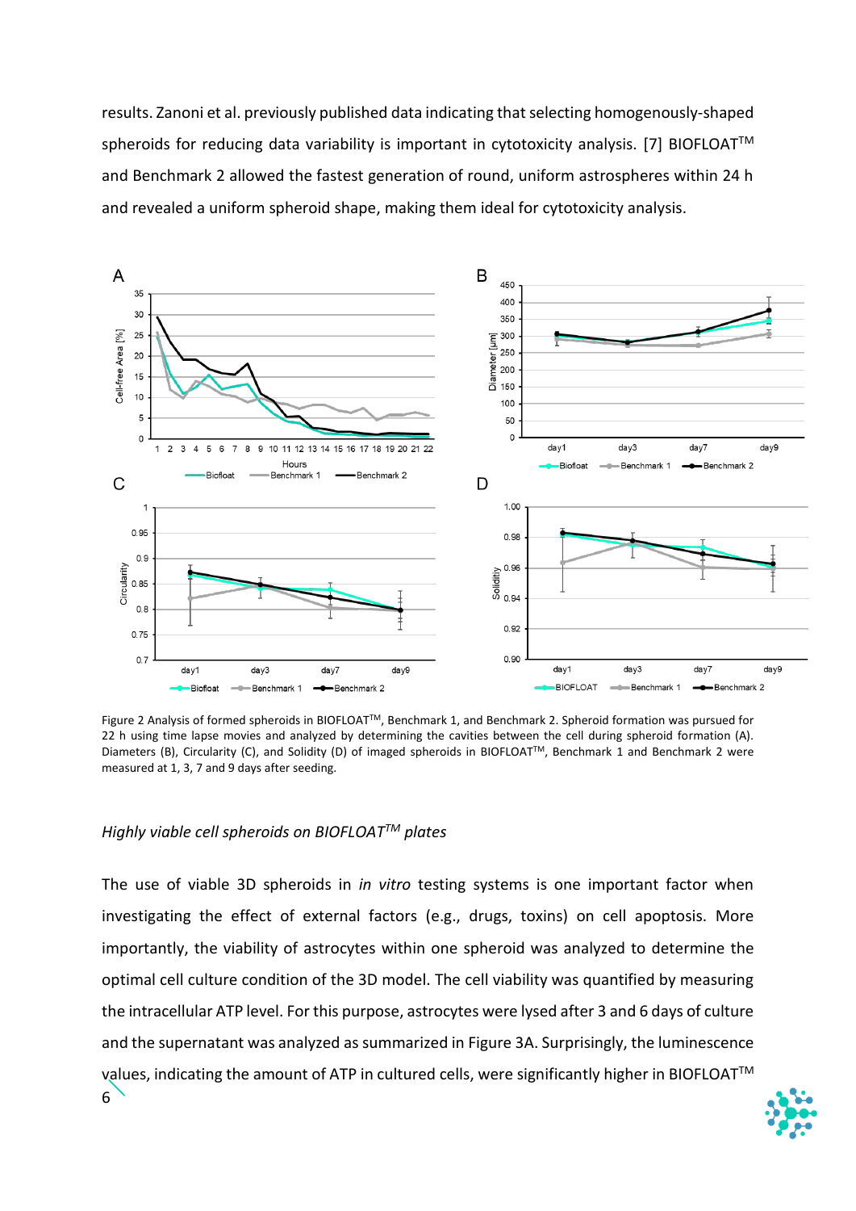results. Zanoni et al. previously published data indicating that selecting homogenously-shaped spheroids for reducing data variability is important in cytotoxicity analysis. [7] BIOFLOAT™ and Benchmark 2 allowed the fastest generation of round, uniform astrospheres within 24 h and revealed a uniform spheroid shape, making them ideal for cytotoxicity analysis.

Figure 2 Analysis of formed spheroids in BIOFLOAT™, Benchmark 1, and Benchmark 2. Spheroid formation was pursued for 22 h using time lapse movies and analyzed by determining the cavities between the cell during spheroid formation (A). Diameters (B), Circularity (C), and Solidity (D) of imaged spheroids in BIOFLOAT™, Benchmark 1 and Benchmark 2 were measured at 1, 3, 7 and 9 days after seeding.

### *Highly viable cell spheroids on BIOFLOAT™ plates*

The use of viable 3D spheroids in *in vitro* testing systems is one important factor when investigating the effect of external factors (e.g., drugs, toxins) on cell apoptosis. More importantly, the viability of astrocytes within one spheroid was analyzed to determine the optimal cell culture condition of the 3D model. The cell viability was quantified by measuring the intracellular ATP level. For this purpose, astrocytes were lysed after 3 and 6 days of culture and the supernatant was analyzed as summarized in Figure 3A. Surprisingly, the luminescence values, indicating the amount of ATP in cultured cells, were significantly higher in BIOFLOAT™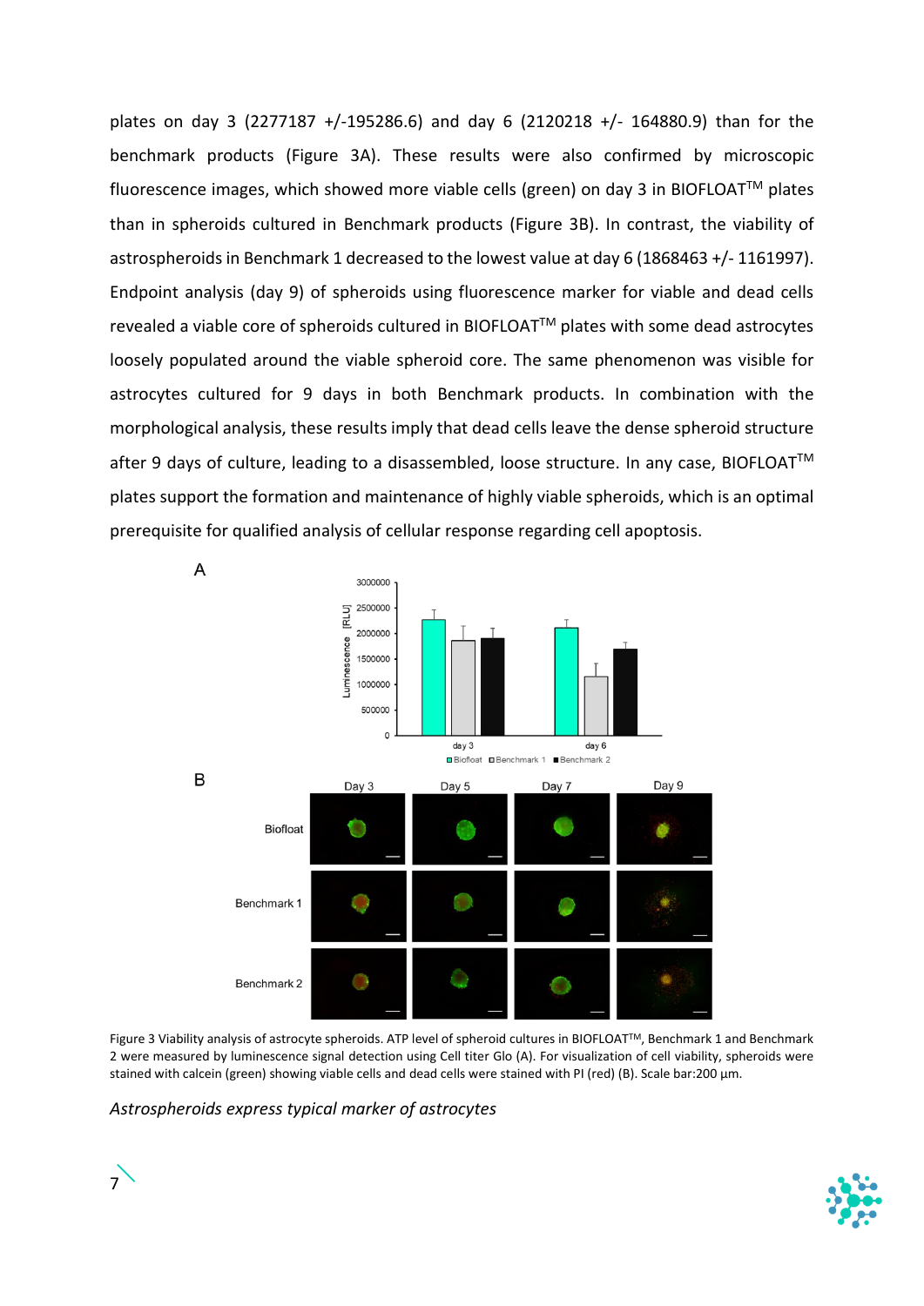plates on day 3 (2277187 +/-195286.6) and day 6 (2120218 +/- 164880.9) than for the benchmark products (Figure 3A). These results were also confirmed by microscopic fluorescence images, which showed more viable cells (green) on day 3 in BIOFLOAT™ plates than in spheroids cultured in Benchmark products (Figure 3B). In contrast, the viability of astrospheroids in Benchmark 1 decreased to the lowest value at day 6 (1868463 +/- 1161997). Endpoint analysis (day 9) of spheroids using fluorescence marker for viable and dead cells revealed a viable core of spheroids cultured in BIOFLOAT™ plates with some dead astrocytes loosely populated around the viable spheroid core. The same phenomenon was visible for astrocytes cultured for 9 days in both Benchmark products. In combination with the morphological analysis, these results imply that dead cells leave the dense spheroid structure after 9 days of culture, leading to a disassembled, loose structure. In any case, BIOFLOAT™ plates support the formation and maintenance of highly viable spheroids, which is an optimal prerequisite for qualified analysis of cellular response regarding cell apoptosis.

Figure 3 Viability analysis of astrocyte spheroids. ATP level of spheroid cultures in BIOFLOAT™, Benchmark 1 and Benchmark 2 were measured by luminescence signal detection using Cell titer Glo (A). For visualization of cell viability, spheroids were stained with calcein (green) showing viable cells and dead cells were stained with PI (red) (B). Scale bar:200 µm.

*Astrospheroids express typical marker of astrocytes*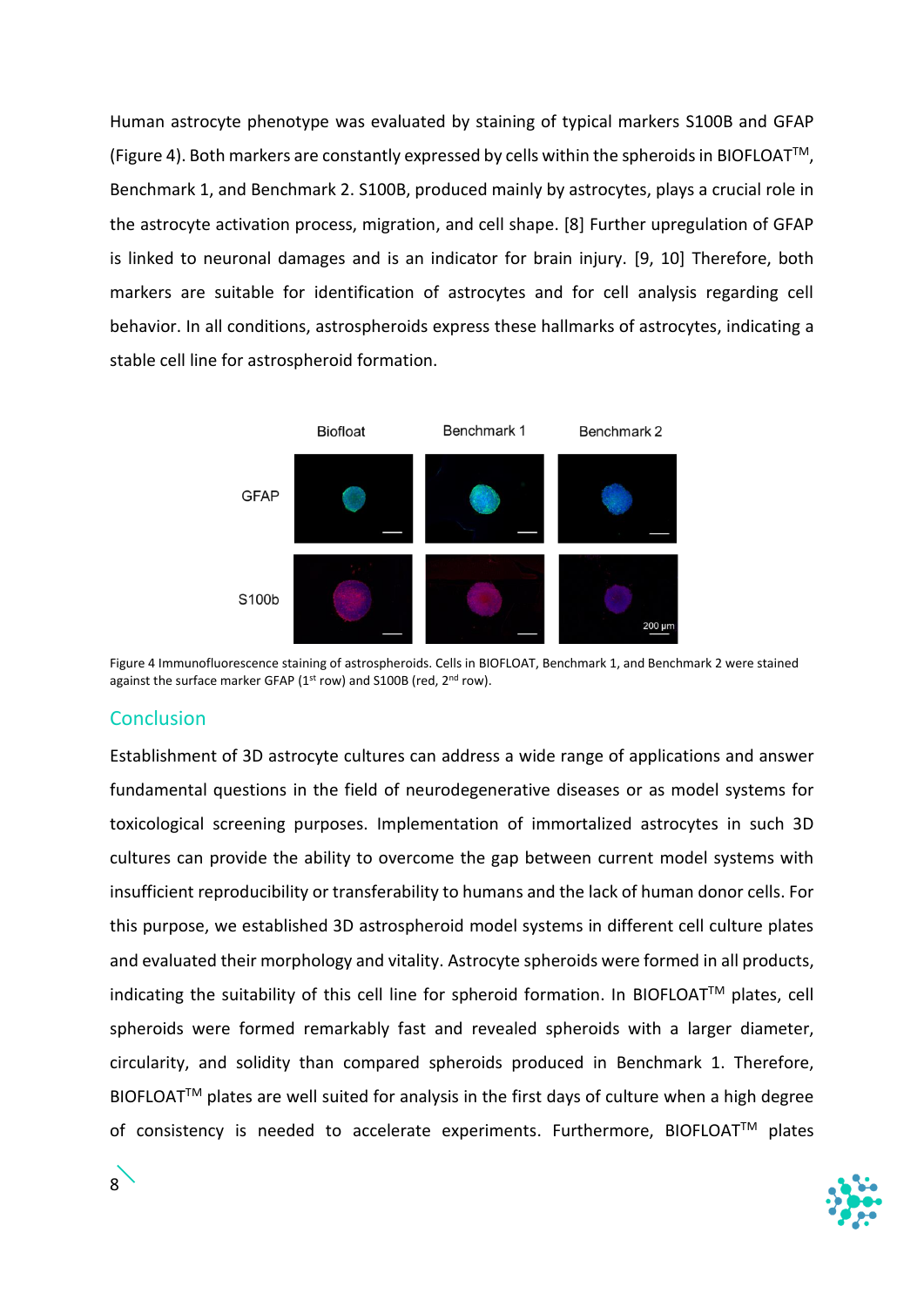Human astrocyte phenotype was evaluated by staining of typical markers S100B and GFAP (Figure 4). Both markers are constantly expressed by cells within the spheroids in BIOFLOAT$^{TM}$, Benchmark 1, and Benchmark 2. S100B, produced mainly by astrocytes, plays a crucial role in the astrocyte activation process, migration, and cell shape. [8] Further upregulation of GFAP is linked to neuronal damages and is an indicator for brain injury. [9, 10] Therefore, both markers are suitable for identification of astrocytes and for cell analysis regarding cell behavior. In all conditions, astrospheroids express these hallmarks of astrocytes, indicating a stable cell line for astrospheroid formation.

Figure 4 Immunofluorescence staining of astrospheroids. Cells in BIOFLOAT, Benchmark 1, and Benchmark 2 were stained against the surface marker GFAP (1st row) and S100B (red, 2nd row).

## Conclusion

Establishment of 3D astrocyte cultures can address a wide range of applications and answer fundamental questions in the field of neurodegenerative diseases or as model systems for toxicological screening purposes. Implementation of immortalized astrocytes in such 3D cultures can provide the ability to overcome the gap between current model systems with insufficient reproducibility or transferability to humans and the lack of human donor cells. For this purpose, we established 3D astrospheroid model systems in different cell culture plates and evaluated their morphology and vitality. Astrocyte spheroids were formed in all products, indicating the suitability of this cell line for spheroid formation. In BIOFLOAT$^{TM}$ plates, cell spheroids were formed remarkably fast and revealed spheroids with a larger diameter, circularity, and solidity than compared spheroids produced in Benchmark 1. Therefore, BIOFLOAT$^{TM}$ plates are well suited for analysis in the first days of culture when a high degree of consistency is needed to accelerate experiments. Furthermore, BIOFLOAT$^{TM}$ plates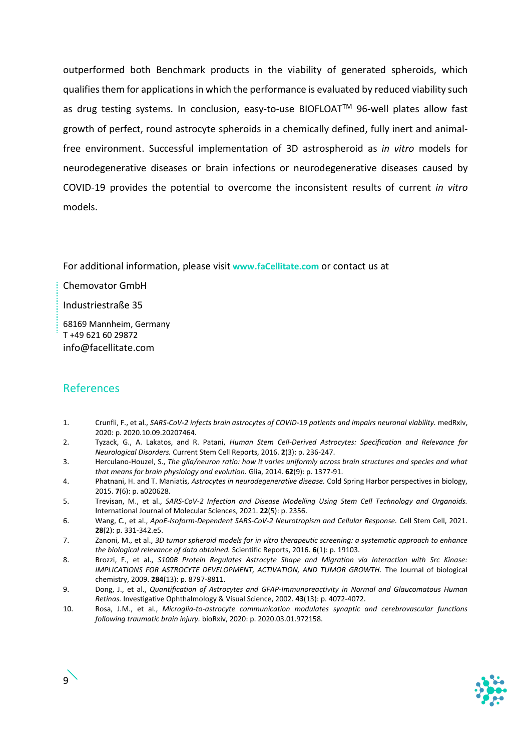outperformed both Benchmark products in the viability of generated spheroids, which qualifies them for applications in which the performance is evaluated by reduced viability such as drug testing systems. In conclusion, easy-to-use BIOFLOAT™ 96-well plates allow fast growth of perfect, round astrocyte spheroids in a chemically defined, fully inert and animal-free environment. Successful implementation of 3D astrospheroid as *in vitro* models for neurodegenerative diseases or brain infections or neurodegenerative diseases caused by COVID-19 provides the potential to overcome the inconsistent results of current *in vitro* models.

For additional information, please visit **www.faCellitate.com** or contact us at

Chemovator GmbH

Industriestraße 35

68169 Mannheim, Germany
T +49 621 60 29872
info@facellitate.com

## References

1. Crunfli, F., et al., *SARS-CoV-2 infects brain astrocytes of COVID-19 patients and impairs neuronal viability.* medRxiv, 2020: p. 2020.10.09.20207464.
2. Tyzack, G., A. Lakatos, and R. Patani, *Human Stem Cell-Derived Astrocytes: Specification and Relevance for Neurological Disorders.* Current Stem Cell Reports, 2016. **2**(3): p. 236-247.
3. Herculano-Houzel, S., *The glia/neuron ratio: how it varies uniformly across brain structures and species and what that means for brain physiology and evolution.* Glia, 2014. **62**(9): p. 1377-91.
4. Phatnani, H. and T. Maniatis, *Astrocytes in neurodegenerative disease.* Cold Spring Harbor perspectives in biology, 2015. **7**(6): p. a020628.
5. Trevisan, M., et al., *SARS-CoV-2 Infection and Disease Modelling Using Stem Cell Technology and Organoids.* International Journal of Molecular Sciences, 2021. **22**(5): p. 2356.
6. Wang, C., et al., *ApoE-Isoform-Dependent SARS-CoV-2 Neurotropism and Cellular Response.* Cell Stem Cell, 2021. **28**(2): p. 331-342.e5.
7. Zanoni, M., et al., *3D tumor spheroid models for in vitro therapeutic screening: a systematic approach to enhance the biological relevance of data obtained.* Scientific Reports, 2016. **6**(1): p. 19103.
8. Brozzi, F., et al., *S100B Protein Regulates Astrocyte Shape and Migration via Interaction with Src Kinase: IMPLICATIONS FOR ASTROCYTE DEVELOPMENT, ACTIVATION, AND TUMOR GROWTH.* The Journal of biological chemistry, 2009. **284**(13): p. 8797-8811.
9. Dong, J., et al., *Quantification of Astrocytes and GFAP-Immunoreactivity in Normal and Glaucomatous Human Retinas.* Investigative Ophthalmology & Visual Science, 2002. **43**(13): p. 4072-4072.
10. Rosa, J.M., et al., *Microglia-to-astrocyte communication modulates synaptic and cerebrovascular functions following traumatic brain injury.* bioRxiv, 2020: p. 2020.03.01.972158.